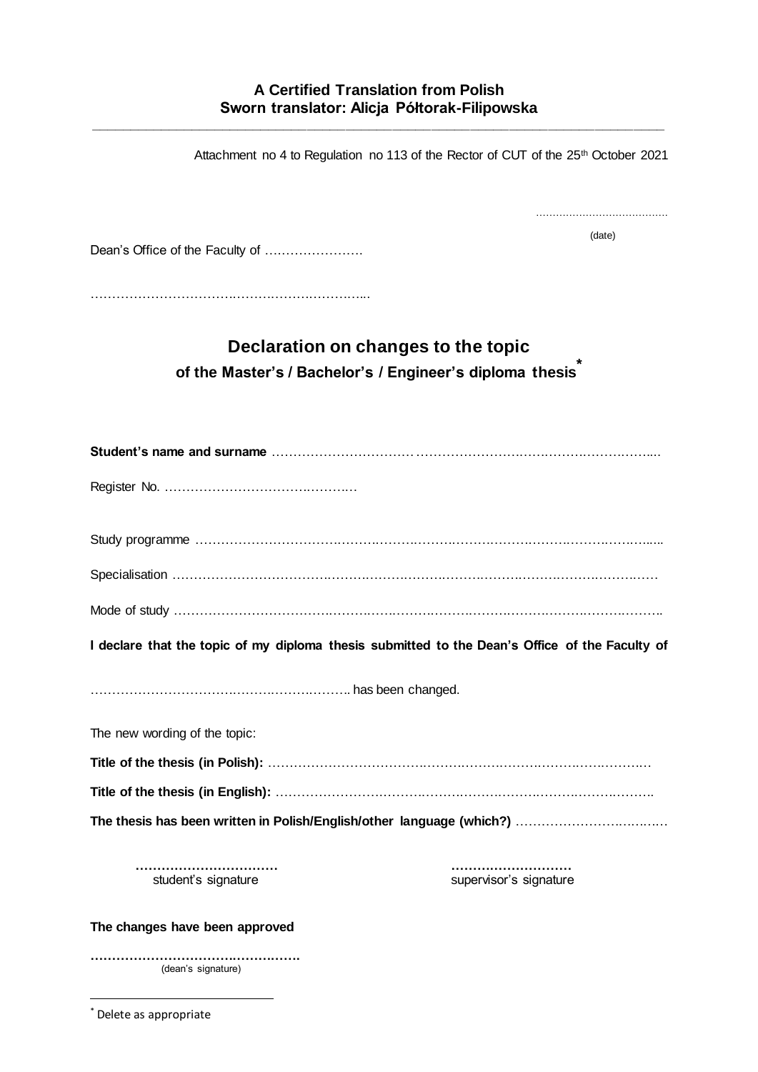**A Certified Translation from Polish**
**Sworn translator: Alicja Półtorak-Filipowska**

---

Attachment no 4 to Regulation no 113 of the Rector of CUT of the 25th October 2021

…………………………………
(date)

Dean's Office of the Faculty of ………………….

…………………………………………………………..

## Declaration on changes to the topic
### of the Master's / Bachelor's / Engineer's diploma thesis*

**Student's name and surname** ……………………………………………………………………………….

Register No. ……………………………………..

Study programme …………………………………………………………………………………………….

Specialisation ………………………………………………………………………………………………

Mode of study ………………………………………………………………………………………………..

**I declare that the topic of my diploma thesis submitted to the Dean's Office of the Faculty of**

……………………………………………………. has been changed.

The new wording of the topic:

**Title of the thesis (in Polish):** …………………………………………………………………………….

**Title of the thesis (in English):** …………………………………………………………………………….

**The thesis has been written in Polish/English/other language (which?)** ……………………………

| ………………………… | ……………………… |
|---|---|
| student's signature | supervisor's signature |

**The changes have been approved**

**………………………………………**
(dean's signature)

---

* Delete as appropriate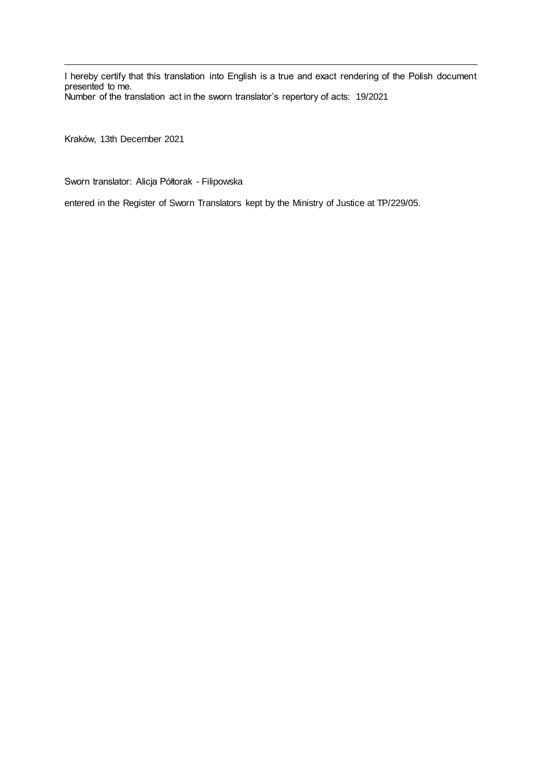---

I hereby certify that this translation into English is a true and exact rendering of the Polish document presented to me.
Number of the translation act in the sworn translator's repertory of acts: 19/2021

Kraków, 13th December 2021

Sworn translator: Alicja Półtorak - Filipowska

entered in the Register of Sworn Translators kept by the Ministry of Justice at TP/229/05.